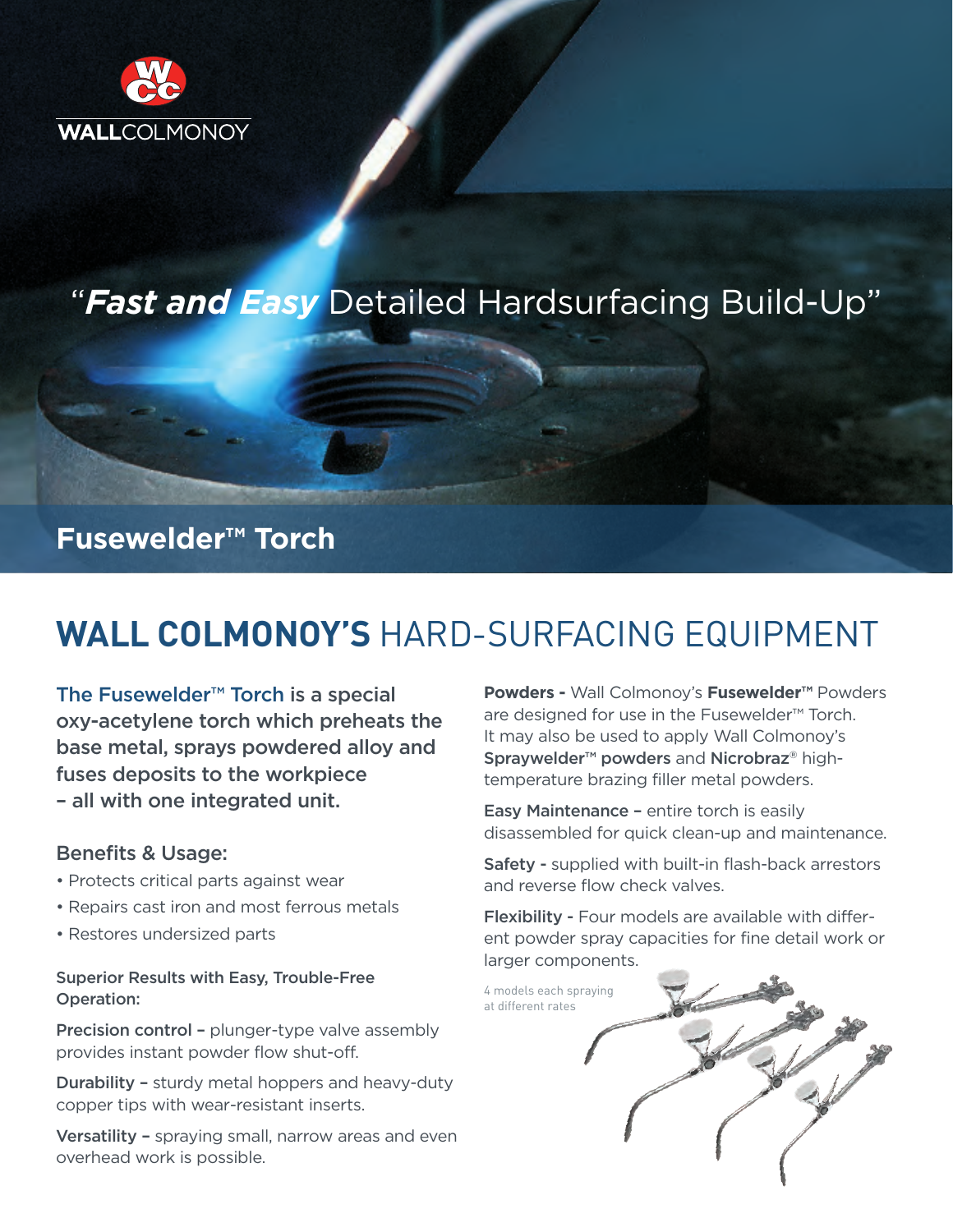WALLCOLMONOY

"***Fast and Easy*** Detailed Hardsurfacing Build-Up"

## Fusewelder™ Torch

# **WALL COLMONOY'S** HARD-SURFACING EQUIPMENT

**The Fusewelder™ Torch is a special oxy-acetylene torch which preheats the base metal, sprays powdered alloy and fuses deposits to the workpiece – all with one integrated unit.**

### Benefits & Usage:

- Protects critical parts against wear
- Repairs cast iron and most ferrous metals
- Restores undersized parts

**Superior Results with Easy, Trouble-Free Operation:**

**Precision control –** plunger-type valve assembly provides instant powder flow shut-off.

**Durability –** sturdy metal hoppers and heavy-duty copper tips with wear-resistant inserts.

**Versatility –** spraying small, narrow areas and even overhead work is possible.

**Powders -** Wall Colmonoy's **Fusewelder™** Powders are designed for use in the Fusewelder™ Torch. It may also be used to apply Wall Colmonoy's **Spraywelder™ powders** and **Nicrobraz®** high-temperature brazing filler metal powders.

**Easy Maintenance –** entire torch is easily disassembled for quick clean-up and maintenance.

**Safety -** supplied with built-in flash-back arrestors and reverse flow check valves.

**Flexibility -** Four models are available with different powder spray capacities for fine detail work or larger components.

4 models each spraying at different rates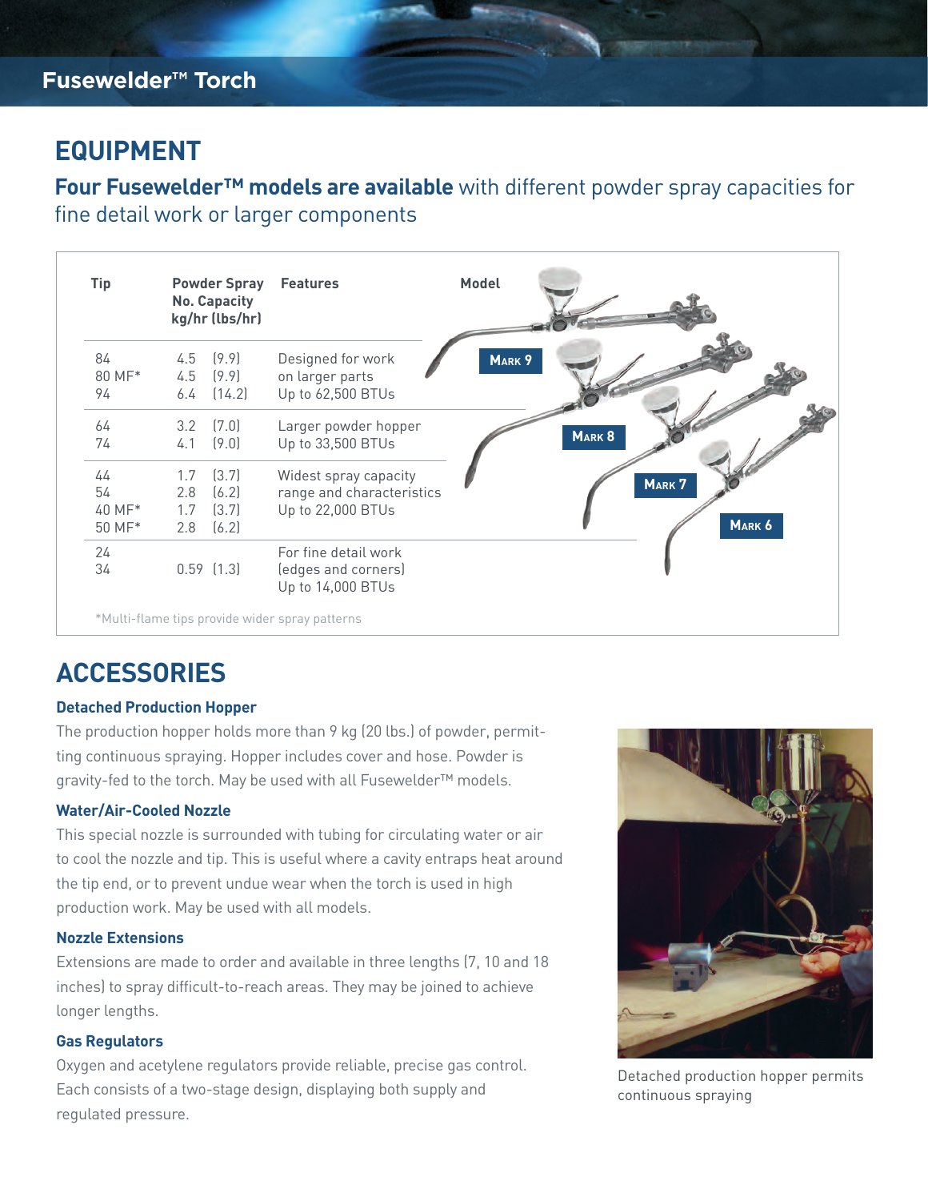# EQUIPMENT

**Four Fusewelder™ models are available** with different powder spray capacities for fine detail work or larger components

| Tip | Powder Spray No. Capacity kg/hr (lbs/hr) | Features | Model |
|---|---|---|---|
| 84<br>80 MF*<br>94 | 4.5 (9.9)<br>4.5 (9.9)<br>6.4 (14.2) | Designed for work on larger parts<br>Up to 62,500 BTUs | Mark 9 |
| 64<br>74 | 3.2 (7.0)<br>4.1 (9.0) | Larger powder hopper<br>Up to 33,500 BTUs | Mark 8 |
| 44<br>54<br>40 MF*<br>50 MF* | 1.7 (3.7)<br>2.8 (6.2)<br>1.7 (3.7)<br>2.8 (6.2) | Widest spray capacity range and characteristics<br>Up to 22,000 BTUs | Mark 7 |
| 24<br>34 | 0.59 (1.3) | For fine detail work (edges and corners)<br>Up to 14,000 BTUs | Mark 6 |

*Multi-flame tips provide wider spray patterns

# ACCESSORIES

### Detached Production Hopper

The production hopper holds more than 9 kg (20 lbs.) of powder, permitting continuous spraying. Hopper includes cover and hose. Powder is gravity-fed to the torch. May be used with all Fusewelder™ models.

### Water/Air-Cooled Nozzle

This special nozzle is surrounded with tubing for circulating water or air to cool the nozzle and tip. This is useful where a cavity entraps heat around the tip end, or to prevent undue wear when the torch is used in high production work. May be used with all models.

### Nozzle Extensions

Extensions are made to order and available in three lengths (7, 10 and 18 inches) to spray difficult-to-reach areas. They may be joined to achieve longer lengths.

### Gas Regulators

Oxygen and acetylene regulators provide reliable, precise gas control. Each consists of a two-stage design, displaying both supply and regulated pressure.

Detached production hopper permits continuous spraying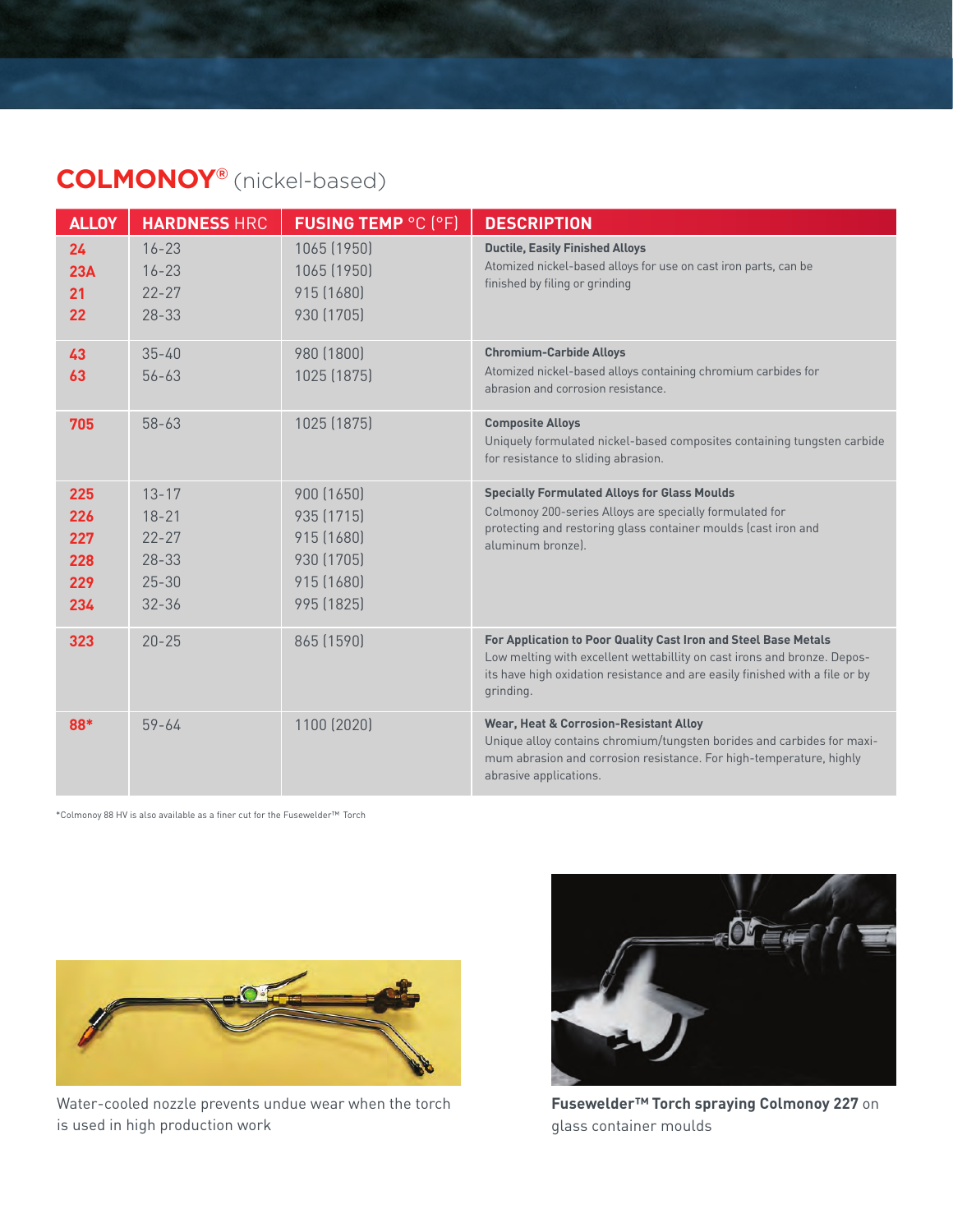## COLMONOY® (nickel-based)

| ALLOY | HARDNESS HRC | FUSING TEMP °C (°F) | DESCRIPTION |
|---|---|---|---|
| 24<br>23A<br>21<br>22 | 16-23<br>16-23<br>22-27<br>28-33 | 1065 (1950)<br>1065 (1950)<br>915 (1680)<br>930 (1705) | **Ductile, Easily Finished Alloys**<br>Atomized nickel-based alloys for use on cast iron parts, can be finished by filing or grinding |
| 43<br>63 | 35-40<br>56-63 | 980 (1800)<br>1025 (1875) | **Chromium-Carbide Alloys**<br>Atomized nickel-based alloys containing chromium carbides for abrasion and corrosion resistance. |
| 705 | 58-63 | 1025 (1875) | **Composite Alloys**<br>Uniquely formulated nickel-based composites containing tungsten carbide for resistance to sliding abrasion. |
| 225<br>226<br>227<br>228<br>229<br>234 | 13-17<br>18-21<br>22-27<br>28-33<br>25-30<br>32-36 | 900 (1650)<br>935 (1715)<br>915 (1680)<br>930 (1705)<br>915 (1680)<br>995 (1825) | **Specially Formulated Alloys for Glass Moulds**<br>Colmonoy 200-series Alloys are specially formulated for protecting and restoring glass container moulds (cast iron and aluminum bronze). |
| 323 | 20-25 | 865 (1590) | **For Application to Poor Quality Cast Iron and Steel Base Metals**<br>Low melting with excellent wettabillity on cast irons and bronze. Deposits have high oxidation resistance and are easily finished with a file or by grinding. |
| 88* | 59-64 | 1100 (2020) | **Wear, Heat & Corrosion-Resistant Alloy**<br>Unique alloy contains chromium/tungsten borides and carbides for maximum abrasion and corrosion resistance. For high-temperature, highly abrasive applications. |

*Colmonoy 88 HV is also available as a finer cut for the Fusewelder™ Torch

Water-cooled nozzle prevents undue wear when the torch is used in high production work

**Fusewelder™ Torch spraying Colmonoy 227** on glass container moulds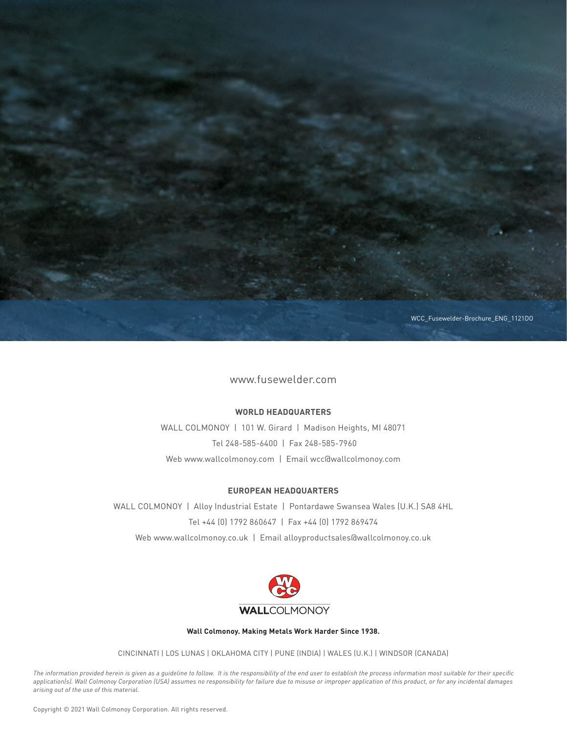WCC_Fusewelder-Brochure_ENG_1121DO

www.fusewelder.com

**WORLD HEADQUARTERS**

WALL COLMONOY | 101 W. Girard | Madison Heights, MI 48071

Tel 248-585-6400 | Fax 248-585-7960

Web www.wallcolmonoy.com | Email wcc@wallcolmonoy.com

**EUROPEAN HEADQUARTERS**

WALL COLMONOY | Alloy Industrial Estate | Pontardawe Swansea Wales (U.K.) SA8 4HL

Tel +44 (0) 1792 860647 | Fax +44 (0) 1792 869474

Web www.wallcolmonoy.co.uk | Email alloyproductsales@wallcolmonoy.co.uk

WALLCOLMONOY

**Wall Colmonoy. Making Metals Work Harder Since 1938.**

CINCINNATI | LOS LUNAS | OKLAHOMA CITY | PUNE (INDIA) | WALES (U.K.) | WINDSOR (CANADA)

*The information provided herein is given as a guideline to follow. It is the responsibility of the end user to establish the process information most suitable for their specific application(s). Wall Colmonoy Corporation (USA) assumes no responsibility for failure due to misuse or improper application of this product, or for any incidental damages arising out of the use of this material.*

Copyright © 2021 Wall Colmonoy Corporation. All rights reserved.